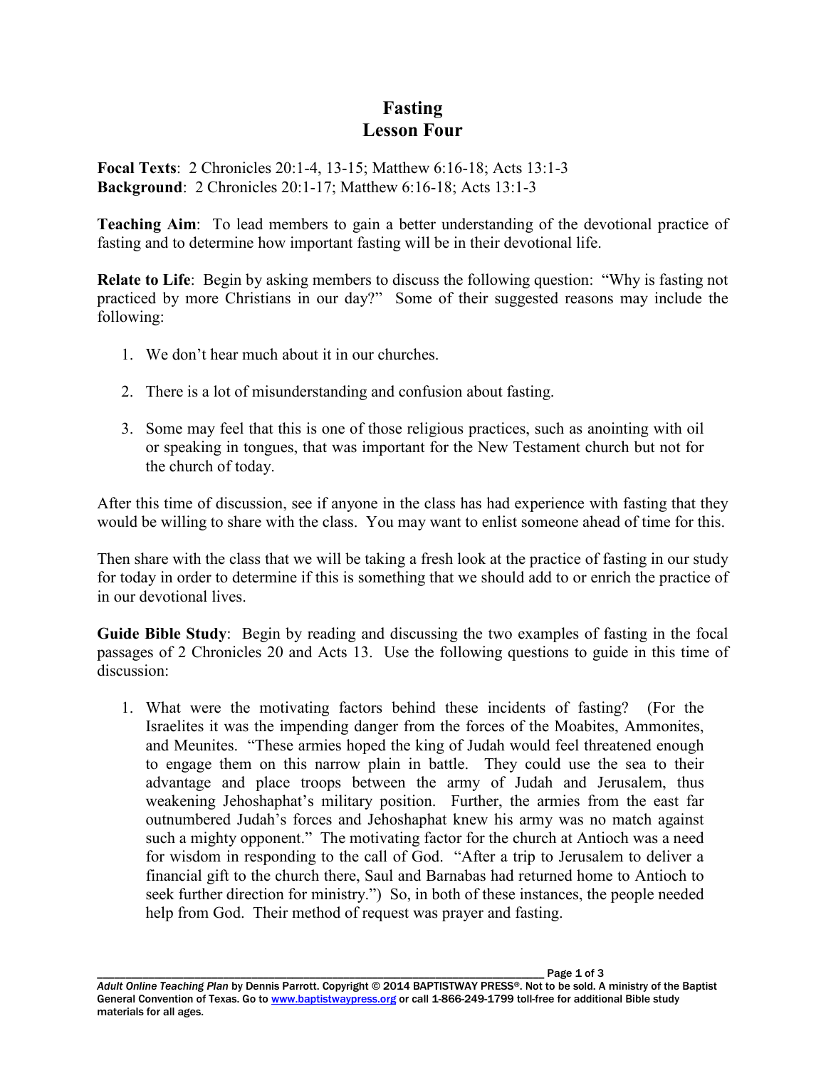# Fasting
## Lesson Four

**Focal Texts**: 2 Chronicles 20:1-4, 13-15; Matthew 6:16-18; Acts 13:1-3
**Background**: 2 Chronicles 20:1-17; Matthew 6:16-18; Acts 13:1-3

**Teaching Aim**: To lead members to gain a better understanding of the devotional practice of fasting and to determine how important fasting will be in their devotional life.

**Relate to Life**: Begin by asking members to discuss the following question: "Why is fasting not practiced by more Christians in our day?" Some of their suggested reasons may include the following:

1. We don't hear much about it in our churches.

2. There is a lot of misunderstanding and confusion about fasting.

3. Some may feel that this is one of those religious practices, such as anointing with oil or speaking in tongues, that was important for the New Testament church but not for the church of today.

After this time of discussion, see if anyone in the class has had experience with fasting that they would be willing to share with the class. You may want to enlist someone ahead of time for this.

Then share with the class that we will be taking a fresh look at the practice of fasting in our study for today in order to determine if this is something that we should add to or enrich the practice of in our devotional lives.

**Guide Bible Study**: Begin by reading and discussing the two examples of fasting in the focal passages of 2 Chronicles 20 and Acts 13. Use the following questions to guide in this time of discussion:

1. What were the motivating factors behind these incidents of fasting? (For the Israelites it was the impending danger from the forces of the Moabites, Ammonites, and Meunites. "These armies hoped the king of Judah would feel threatened enough to engage them on this narrow plain in battle. They could use the sea to their advantage and place troops between the army of Judah and Jerusalem, thus weakening Jehoshaphat's military position. Further, the armies from the east far outnumbered Judah's forces and Jehoshaphat knew his army was no match against such a mighty opponent." The motivating factor for the church at Antioch was a need for wisdom in responding to the call of God. "After a trip to Jerusalem to deliver a financial gift to the church there, Saul and Barnabas had returned home to Antioch to seek further direction for ministry.") So, in both of these instances, the people needed help from God. Their method of request was prayer and fasting.

*Adult Online Teaching Plan* by Dennis Parrott. Copyright © 2014 BAPTISTWAY PRESS®. Not to be sold. A ministry of the Baptist General Convention of Texas. Go to www.baptistwaypress.org or call 1-866-249-1799 toll-free for additional Bible study materials for all ages.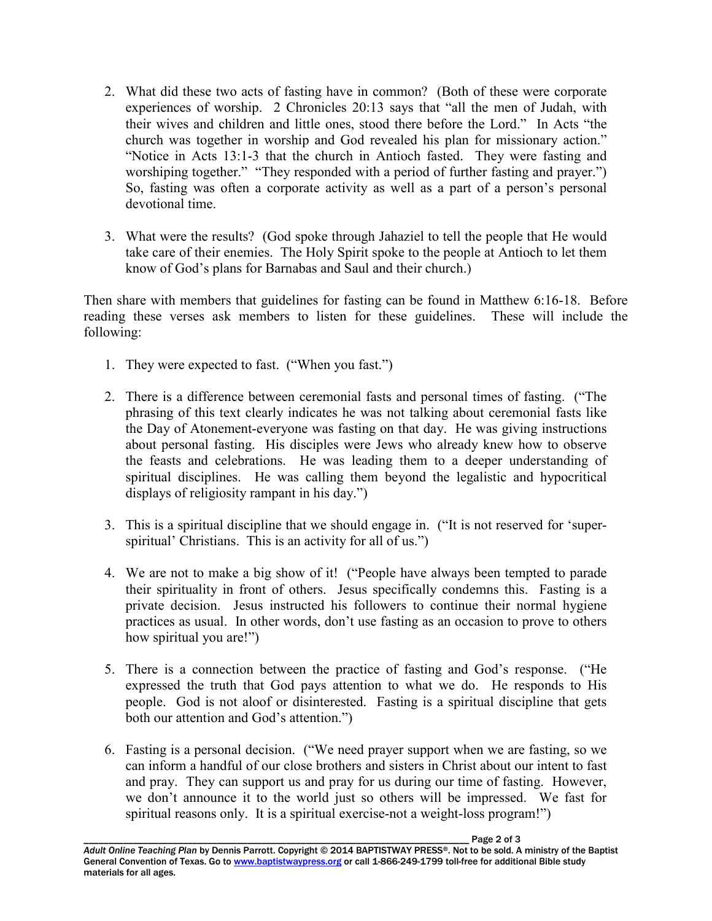2. What did these two acts of fasting have in common? (Both of these were corporate experiences of worship. 2 Chronicles 20:13 says that "all the men of Judah, with their wives and children and little ones, stood there before the Lord." In Acts "the church was together in worship and God revealed his plan for missionary action." "Notice in Acts 13:1-3 that the church in Antioch fasted. They were fasting and worshiping together." "They responded with a period of further fasting and prayer.") So, fasting was often a corporate activity as well as a part of a person's personal devotional time.

3. What were the results? (God spoke through Jahaziel to tell the people that He would take care of their enemies. The Holy Spirit spoke to the people at Antioch to let them know of God's plans for Barnabas and Saul and their church.)

Then share with members that guidelines for fasting can be found in Matthew 6:16-18. Before reading these verses ask members to listen for these guidelines. These will include the following:

1. They were expected to fast. ("When you fast.")

2. There is a difference between ceremonial fasts and personal times of fasting. ("The phrasing of this text clearly indicates he was not talking about ceremonial fasts like the Day of Atonement-everyone was fasting on that day. He was giving instructions about personal fasting. His disciples were Jews who already knew how to observe the feasts and celebrations. He was leading them to a deeper understanding of spiritual disciplines. He was calling them beyond the legalistic and hypocritical displays of religiosity rampant in his day.")

3. This is a spiritual discipline that we should engage in. ("It is not reserved for 'super-spiritual' Christians. This is an activity for all of us.")

4. We are not to make a big show of it! ("People have always been tempted to parade their spirituality in front of others. Jesus specifically condemns this. Fasting is a private decision. Jesus instructed his followers to continue their normal hygiene practices as usual. In other words, don't use fasting as an occasion to prove to others how spiritual you are!")

5. There is a connection between the practice of fasting and God's response. ("He expressed the truth that God pays attention to what we do. He responds to His people. God is not aloof or disinterested. Fasting is a spiritual discipline that gets both our attention and God's attention.")

6. Fasting is a personal decision. ("We need prayer support when we are fasting, so we can inform a handful of our close brothers and sisters in Christ about our intent to fast and pray. They can support us and pray for us during our time of fasting. However, we don't announce it to the world just so others will be impressed. We fast for spiritual reasons only. It is a spiritual exercise-not a weight-loss program!")

*Adult Online Teaching Plan* by Dennis Parrott. Copyright © 2014 BAPTISTWAY PRESS®. Not to be sold. A ministry of the Baptist General Convention of Texas. Go to www.baptistwaypress.org or call 1-866-249-1799 toll-free for additional Bible study materials for all ages.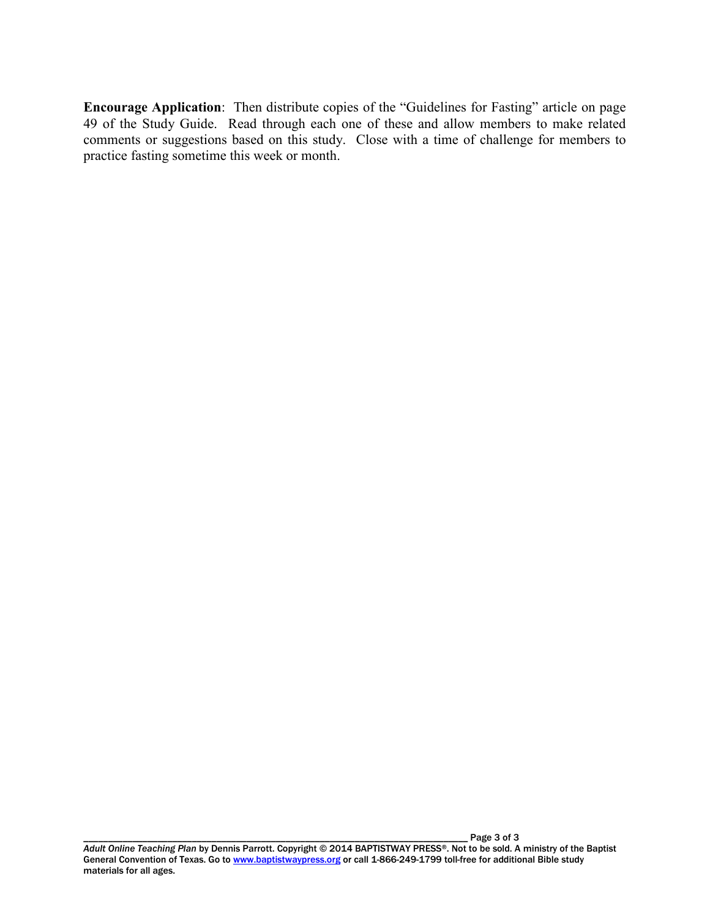**Encourage Application**: Then distribute copies of the “Guidelines for Fasting” article on page 49 of the Study Guide. Read through each one of these and allow members to make related comments or suggestions based on this study. Close with a time of challenge for members to practice fasting sometime this week or month.